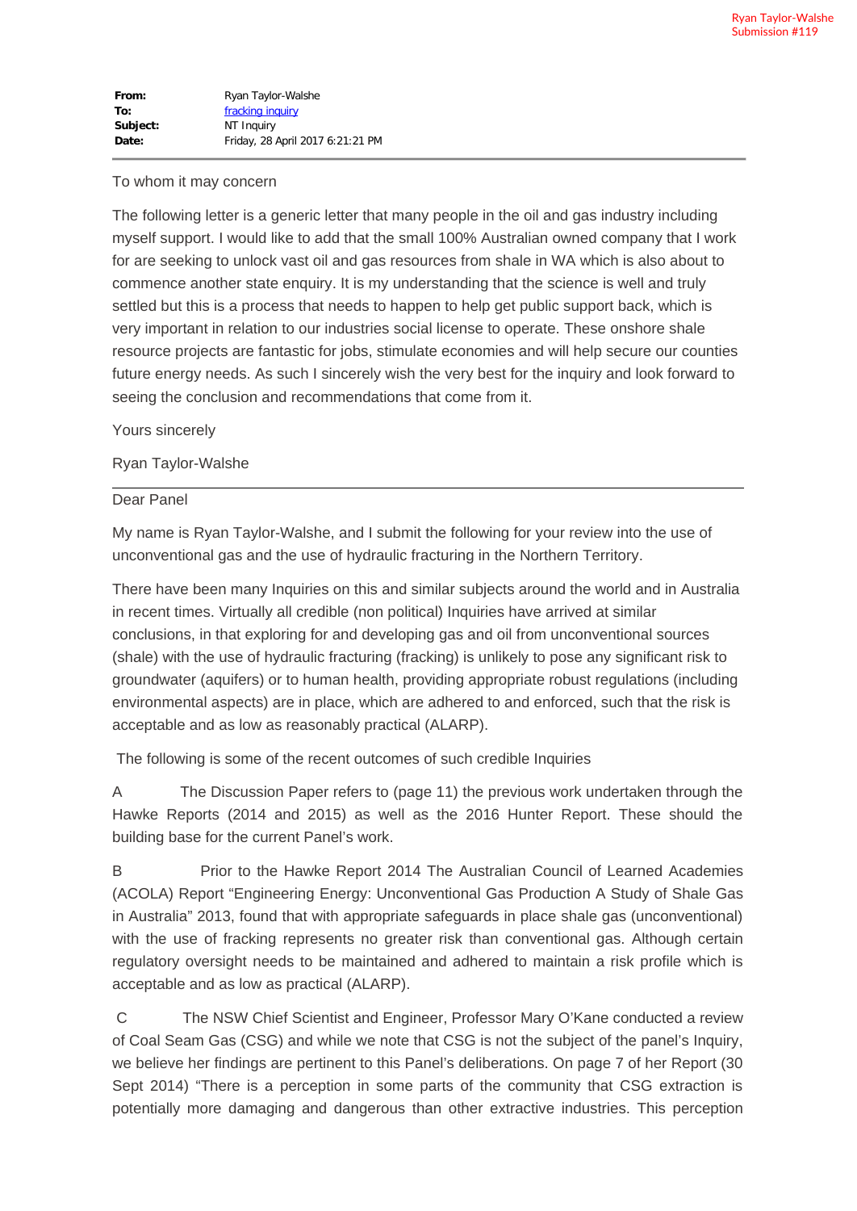Ryan Taylor-Walshe
Submission #119

| | |
|---|---|
| **From:** | Ryan Taylor-Walshe |
| **To:** | fracking inquiry |
| **Subject:** | NT Inquiry |
| **Date:** | Friday, 28 April 2017 6:21:21 PM |

---

To whom it may concern

The following letter is a generic letter that many people in the oil and gas industry including myself support. I would like to add that the small 100% Australian owned company that I work for are seeking to unlock vast oil and gas resources from shale in WA which is also about to commence another state enquiry. It is my understanding that the science is well and truly settled but this is a process that needs to happen to help get public support back, which is very important in relation to our industries social license to operate. These onshore shale resource projects are fantastic for jobs, stimulate economies and will help secure our counties future energy needs. As such I sincerely wish the very best for the inquiry and look forward to seeing the conclusion and recommendations that come from it.

Yours sincerely

Ryan Taylor-Walshe

---

Dear Panel

My name is Ryan Taylor-Walshe, and I submit the following for your review into the use of unconventional gas and the use of hydraulic fracturing in the Northern Territory.

There have been many Inquiries on this and similar subjects around the world and in Australia in recent times. Virtually all credible (non political) Inquiries have arrived at similar conclusions, in that exploring for and developing gas and oil from unconventional sources (shale) with the use of hydraulic fracturing (fracking) is unlikely to pose any significant risk to groundwater (aquifers) or to human health, providing appropriate robust regulations (including environmental aspects) are in place, which are adhered to and enforced, such that the risk is acceptable and as low as reasonably practical (ALARP).

The following is some of the recent outcomes of such credible Inquiries

A The Discussion Paper refers to (page 11) the previous work undertaken through the Hawke Reports (2014 and 2015) as well as the 2016 Hunter Report. These should the building base for the current Panel's work.

B Prior to the Hawke Report 2014 The Australian Council of Learned Academies (ACOLA) Report "Engineering Energy: Unconventional Gas Production A Study of Shale Gas in Australia" 2013, found that with appropriate safeguards in place shale gas (unconventional) with the use of fracking represents no greater risk than conventional gas. Although certain regulatory oversight needs to be maintained and adhered to maintain a risk profile which is acceptable and as low as practical (ALARP).

C The NSW Chief Scientist and Engineer, Professor Mary O'Kane conducted a review of Coal Seam Gas (CSG) and while we note that CSG is not the subject of the panel's Inquiry, we believe her findings are pertinent to this Panel's deliberations. On page 7 of her Report (30 Sept 2014) "There is a perception in some parts of the community that CSG extraction is potentially more damaging and dangerous than other extractive industries. This perception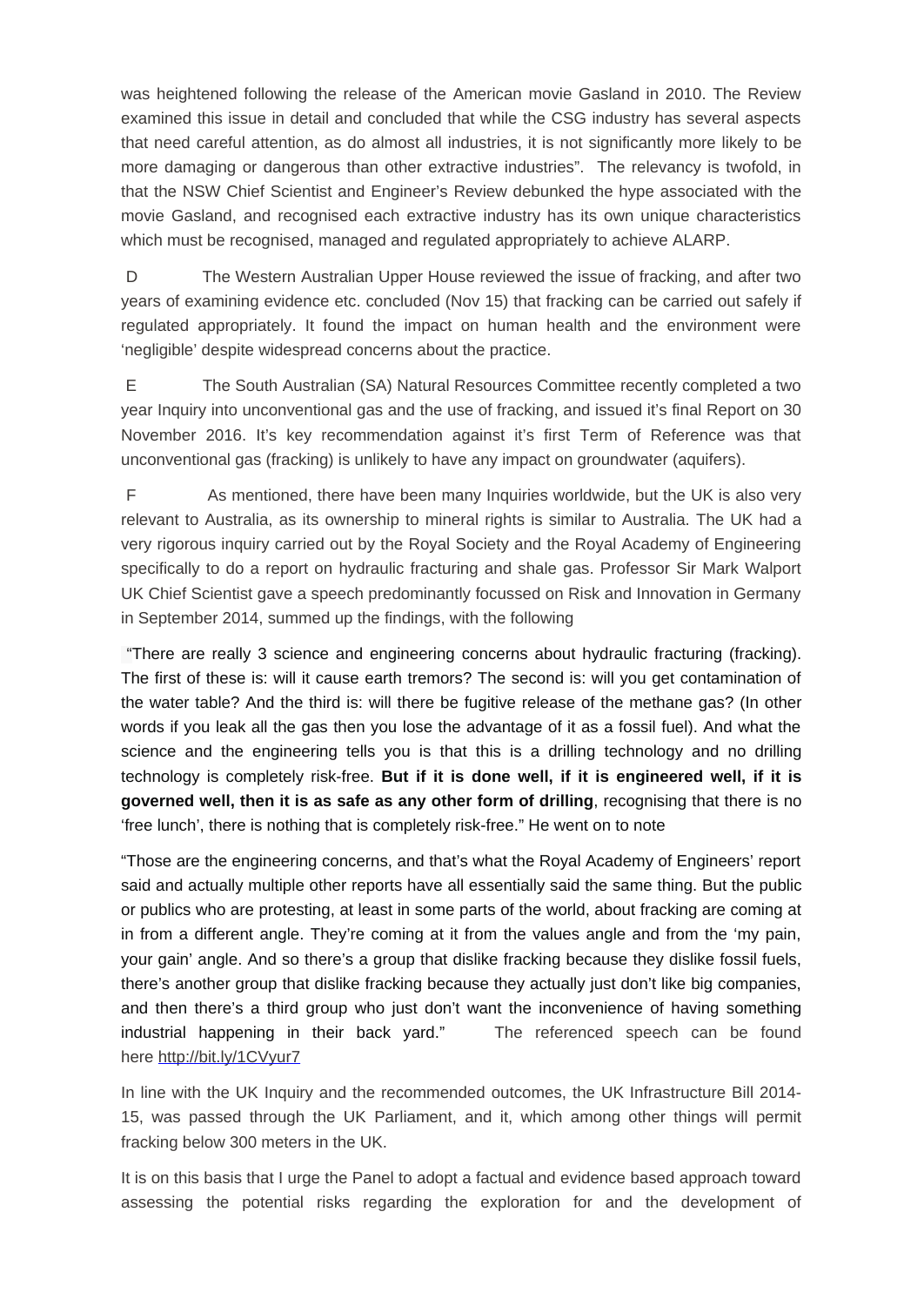was heightened following the release of the American movie Gasland in 2010. The Review examined this issue in detail and concluded that while the CSG industry has several aspects that need careful attention, as do almost all industries, it is not significantly more likely to be more damaging or dangerous than other extractive industries". The relevancy is twofold, in that the NSW Chief Scientist and Engineer's Review debunked the hype associated with the movie Gasland, and recognised each extractive industry has its own unique characteristics which must be recognised, managed and regulated appropriately to achieve ALARP.

D The Western Australian Upper House reviewed the issue of fracking, and after two years of examining evidence etc. concluded (Nov 15) that fracking can be carried out safely if regulated appropriately. It found the impact on human health and the environment were 'negligible' despite widespread concerns about the practice.

E The South Australian (SA) Natural Resources Committee recently completed a two year Inquiry into unconventional gas and the use of fracking, and issued it's final Report on 30 November 2016. It's key recommendation against it's first Term of Reference was that unconventional gas (fracking) is unlikely to have any impact on groundwater (aquifers).

F As mentioned, there have been many Inquiries worldwide, but the UK is also very relevant to Australia, as its ownership to mineral rights is similar to Australia. The UK had a very rigorous inquiry carried out by the Royal Society and the Royal Academy of Engineering specifically to do a report on hydraulic fracturing and shale gas. Professor Sir Mark Walport UK Chief Scientist gave a speech predominantly focussed on Risk and Innovation in Germany in September 2014, summed up the findings, with the following

"There are really 3 science and engineering concerns about hydraulic fracturing (fracking). The first of these is: will it cause earth tremors? The second is: will you get contamination of the water table? And the third is: will there be fugitive release of the methane gas? (In other words if you leak all the gas then you lose the advantage of it as a fossil fuel). And what the science and the engineering tells you is that this is a drilling technology and no drilling technology is completely risk-free. **But if it is done well, if it is engineered well, if it is governed well, then it is as safe as any other form of drilling**, recognising that there is no 'free lunch', there is nothing that is completely risk-free." He went on to note

"Those are the engineering concerns, and that's what the Royal Academy of Engineers' report said and actually multiple other reports have all essentially said the same thing. But the public or publics who are protesting, at least in some parts of the world, about fracking are coming at in from a different angle. They're coming at it from the values angle and from the 'my pain, your gain' angle. And so there's a group that dislike fracking because they dislike fossil fuels, there's another group that dislike fracking because they actually just don't like big companies, and then there's a third group who just don't want the inconvenience of having something industrial happening in their back yard." The referenced speech can be found here http://bit.ly/1CVyur7

In line with the UK Inquiry and the recommended outcomes, the UK Infrastructure Bill 2014-15, was passed through the UK Parliament, and it, which among other things will permit fracking below 300 meters in the UK.

It is on this basis that I urge the Panel to adopt a factual and evidence based approach toward assessing the potential risks regarding the exploration for and the development of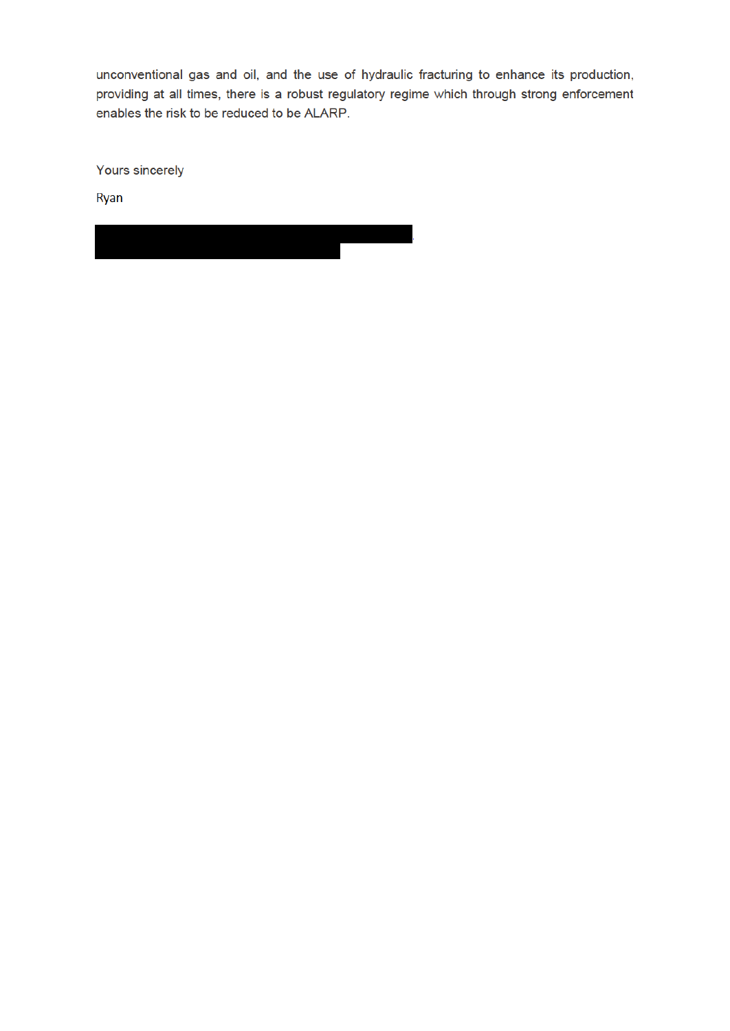unconventional gas and oil, and the use of hydraulic fracturing to enhance its production, providing at all times, there is a robust regulatory regime which through strong enforcement enables the risk to be reduced to be ALARP.

Yours sincerely

Ryan